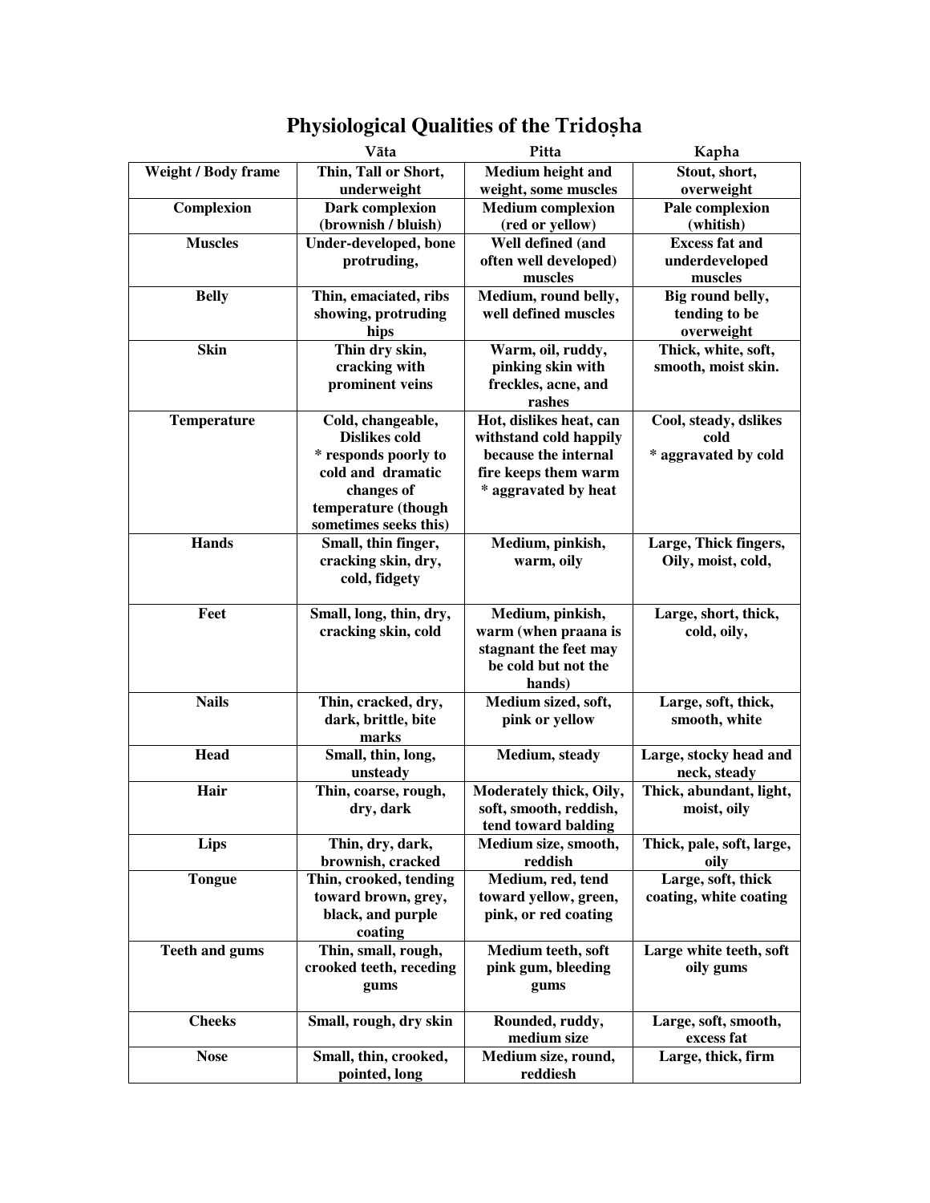# Physiological Qualities of the Tridoṣha

| | Vāta | Pitta | Kapha |
|---|---|---|---|
| **Weight / Body frame** | **Thin, Tall or Short, underweight** | **Medium height and weight, some muscles** | **Stout, short, overweight** |
| **Complexion** | **Dark complexion (brownish / bluish)** | **Medium complexion (red or yellow)** | **Pale complexion (whitish)** |
| **Muscles** | **Under-developed, bone protruding,** | **Well defined (and often well developed) muscles** | **Excess fat and underdeveloped muscles** |
| **Belly** | **Thin, emaciated, ribs showing, protruding hips** | **Medium, round belly, well defined muscles** | **Big round belly, tending to be overweight** |
| **Skin** | **Thin dry skin, cracking with prominent veins** | **Warm, oil, ruddy, pinking skin with freckles, acne, and rashes** | **Thick, white, soft, smooth, moist skin.** |
| **Temperature** | **Cold, changeable, Dislikes cold * responds poorly to cold and dramatic changes of temperature (though sometimes seeks this)** | **Hot, dislikes heat, can withstand cold happily because the internal fire keeps them warm * aggravated by heat** | **Cool, steady, dslikes cold * aggravated by cold** |
| **Hands** | **Small, thin finger, cracking skin, dry, cold, fidgety** | **Medium, pinkish, warm, oily** | **Large, Thick fingers, Oily, moist, cold,** |
| **Feet** | **Small, long, thin, dry, cracking skin, cold** | **Medium, pinkish, warm (when praana is stagnant the feet may be cold but not the hands)** | **Large, short, thick, cold, oily,** |
| **Nails** | **Thin, cracked, dry, dark, brittle, bite marks** | **Medium sized, soft, pink or yellow** | **Large, soft, thick, smooth, white** |
| **Head** | **Small, thin, long, unsteady** | **Medium, steady** | **Large, stocky head and neck, steady** |
| **Hair** | **Thin, coarse, rough, dry, dark** | **Moderately thick, Oily, soft, smooth, reddish, tend toward balding** | **Thick, abundant, light, moist, oily** |
| **Lips** | **Thin, dry, dark, brownish, cracked** | **Medium size, smooth, reddish** | **Thick, pale, soft, large, oily** |
| **Tongue** | **Thin, crooked, tending toward brown, grey, black, and purple coating** | **Medium, red, tend toward yellow, green, pink, or red coating** | **Large, soft, thick coating, white coating** |
| **Teeth and gums** | **Thin, small, rough, crooked teeth, receding gums** | **Medium teeth, soft pink gum, bleeding gums** | **Large white teeth, soft oily gums** |
| **Cheeks** | **Small, rough, dry skin** | **Rounded, ruddy, medium size** | **Large, soft, smooth, excess fat** |
| **Nose** | **Small, thin, crooked, pointed, long** | **Medium size, round, reddiesh** | **Large, thick, firm** |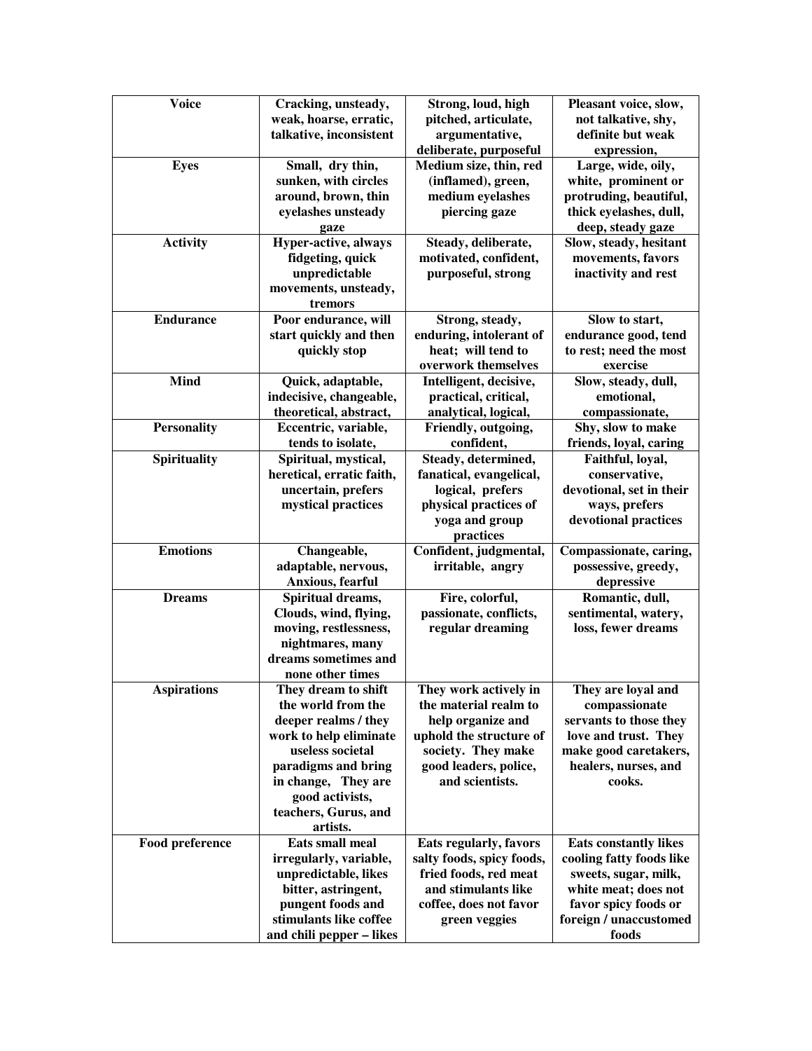| Voice | Cracking, unsteady, weak, hoarse, erratic, talkative, inconsistent | Strong, loud, high pitched, articulate, argumentative, deliberate, purposeful | Pleasant voice, slow, not talkative, shy, definite but weak expression, |
|---|---|---|---|
| Eyes | Small, dry thin, sunken, with circles around, brown, thin eyelashes unsteady gaze | Medium size, thin, red (inflamed), green, medium eyelashes piercing gaze | Large, wide, oily, white, prominent or protruding, beautiful, thick eyelashes, dull, deep, steady gaze |
| Activity | Hyper-active, always fidgeting, quick unpredictable movements, unsteady, tremors | Steady, deliberate, motivated, confident, purposeful, strong | Slow, steady, hesitant movements, favors inactivity and rest |
| Endurance | Poor endurance, will start quickly and then quickly stop | Strong, steady, enduring, intolerant of heat; will tend to overwork themselves | Slow to start, endurance good, tend to rest; need the most exercise |
| Mind | Quick, adaptable, indecisive, changeable, theoretical, abstract, | Intelligent, decisive, practical, critical, analytical, logical, | Slow, steady, dull, emotional, compassionate, |
| Personality | Eccentric, variable, tends to isolate, | Friendly, outgoing, confident, | Shy, slow to make friends, loyal, caring |
| Spirituality | Spiritual, mystical, heretical, erratic faith, uncertain, prefers mystical practices | Steady, determined, fanatical, evangelical, logical, prefers physical practices of yoga and group practices | Faithful, loyal, conservative, devotional, set in their ways, prefers devotional practices |
| Emotions | Changeable, adaptable, nervous, Anxious, fearful | Confident, judgmental, irritable, angry | Compassionate, caring, possessive, greedy, depressive |
| Dreams | Spiritual dreams, Clouds, wind, flying, moving, restlessness, nightmares, many dreams sometimes and none other times | Fire, colorful, passionate, conflicts, regular dreaming | Romantic, dull, sentimental, watery, loss, fewer dreams |
| Aspirations | They dream to shift the world from the deeper realms / they work to help eliminate useless societal paradigms and bring in change, They are good activists, teachers, Gurus, and artists. | They work actively in the material realm to help organize and uphold the structure of society. They make good leaders, police, and scientists. | They are loyal and compassionate servants to those they love and trust. They make good caretakers, healers, nurses, and cooks. |
| Food preference | Eats small meal irregularly, variable, unpredictable, likes bitter, astringent, pungent foods and stimulants like coffee and chili pepper – likes | Eats regularly, favors salty foods, spicy foods, fried foods, red meat and stimulants like coffee, does not favor green veggies | Eats constantly likes cooling fatty foods like sweets, sugar, milk, white meat; does not favor spicy foods or foreign / unaccustomed foods |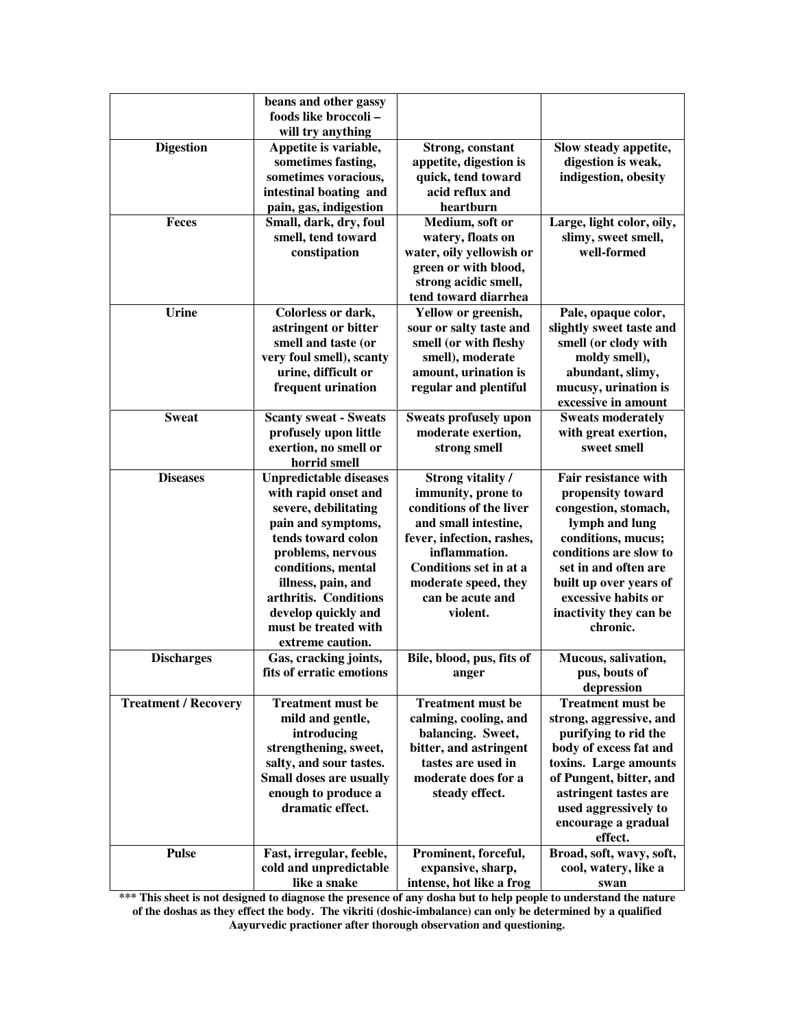| | | | |
|---|---|---|---|
| | beans and other gassy foods like broccoli – will try anything | | |
| **Digestion** | Appetite is variable, sometimes fasting, sometimes voracious, intestinal boating and pain, gas, indigestion | Strong, constant appetite, digestion is quick, tend toward acid reflux and heartburn | Slow steady appetite, digestion is weak, indigestion, obesity |
| **Feces** | Small, dark, dry, foul smell, tend toward constipation | Medium, soft or watery, floats on water, oily yellowish or green or with blood, strong acidic smell, tend toward diarrhea | Large, light color, oily, slimy, sweet smell, well-formed |
| **Urine** | Colorless or dark, astringent or bitter smell and taste (or very foul smell), scanty urine, difficult or frequent urination | Yellow or greenish, sour or salty taste and smell (or with fleshy smell), moderate amount, urination is regular and plentiful | Pale, opaque color, slightly sweet taste and smell (or clody with moldy smell), abundant, slimy, mucusy, urination is excessive in amount |
| **Sweat** | Scanty sweat - Sweats profusely upon little exertion, no smell or horrid smell | Sweats profusely upon moderate exertion, strong smell | Sweats moderately with great exertion, sweet smell |
| **Diseases** | Unpredictable diseases with rapid onset and severe, debilitating pain and symptoms, tends toward colon problems, nervous conditions, mental illness, pain, and arthritis. Conditions develop quickly and must be treated with extreme caution. | Strong vitality / immunity, prone to conditions of the liver and small intestine, fever, infection, rashes, inflammation. Conditions set in at a moderate speed, they can be acute and violent. | Fair resistance with propensity toward congestion, stomach, lymph and lung conditions, mucus; conditions are slow to set in and often are built up over years of excessive habits or inactivity they can be chronic. |
| **Discharges** | Gas, cracking joints, fits of erratic emotions | Bile, blood, pus, fits of anger | Mucous, salivation, pus, bouts of depression |
| **Treatment / Recovery** | Treatment must be mild and gentle, introducing strengthening, sweet, salty, and sour tastes. Small doses are usually enough to produce a dramatic effect. | Treatment must be calming, cooling, and balancing. Sweet, bitter, and astringent tastes are used in moderate does for a steady effect. | Treatment must be strong, aggressive, and purifying to rid the body of excess fat and toxins. Large amounts of Pungent, bitter, and astringent tastes are used aggressively to encourage a gradual effect. |
| **Pulse** | Fast, irregular, feeble, cold and unpredictable like a snake | Prominent, forceful, expansive, sharp, intense, hot like a frog | Broad, soft, wavy, soft, cool, watery, like a swan |

**\*\*\* This sheet is not designed to diagnose the presence of any dosha but to help people to understand the nature of the doshas as they effect the body. The vikriti (doshic-imbalance) can only be determined by a qualified Aayurvedic practioner after thorough observation and questioning.**